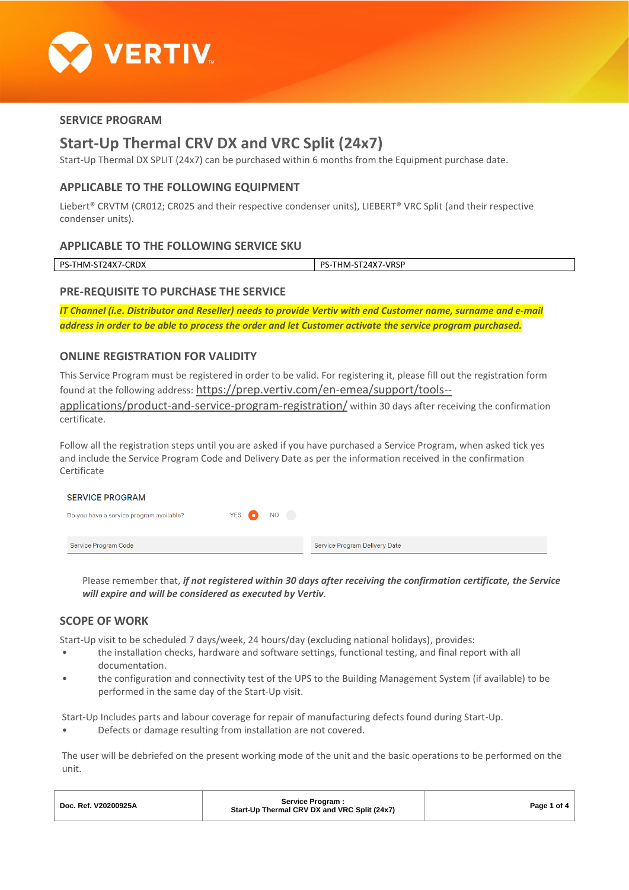## SERVICE PROGRAM

# Start-Up Thermal CRV DX and VRC Split (24x7)

Start-Up Thermal DX SPLIT (24x7) can be purchased within 6 months from the Equipment purchase date.

## APPLICABLE TO THE FOLLOWING EQUIPMENT

Liebert® CRVTM (CR012; CR025 and their respective condenser units), LIEBERT® VRC Split (and their respective condenser units).

## APPLICABLE TO THE FOLLOWING SERVICE SKU

| PS-THM-ST24X7-CRDX | PS-THM-ST24X7-VRSP |
|---|---|

## PRE-REQUISITE TO PURCHASE THE SERVICE

***IT Channel (i.e. Distributor and Reseller) needs to provide Vertiv with end Customer name, surname and e-mail address in order to be able to process the order and let Customer activate the service program purchased.***

## ONLINE REGISTRATION FOR VALIDITY

This Service Program must be registered in order to be valid. For registering it, please fill out the registration form found at the following address: https://prep.vertiv.com/en-emea/support/tools--applications/product-and-service-program-registration/ within 30 days after receiving the confirmation certificate.

Follow all the registration steps until you are asked if you have purchased a Service Program, when asked tick yes and include the Service Program Code and Delivery Date as per the information received in the confirmation Certificate

SERVICE PROGRAM

Do you have a service program available? YES ● NO ○

| Service Program Code | Service Program Delivery Date |
|---|---|

Please remember that, ***if not registered within 30 days after receiving the confirmation certificate, the Service will expire and will be considered as executed by Vertiv***.

## SCOPE OF WORK

Start-Up visit to be scheduled 7 days/week, 24 hours/day (excluding national holidays), provides:

- the installation checks, hardware and software settings, functional testing, and final report with all documentation.
- the configuration and connectivity test of the UPS to the Building Management System (if available) to be performed in the same day of the Start-Up visit.

Start-Up Includes parts and labour coverage for repair of manufacturing defects found during Start-Up.

- Defects or damage resulting from installation are not covered.

The user will be debriefed on the present working mode of the unit and the basic operations to be performed on the unit.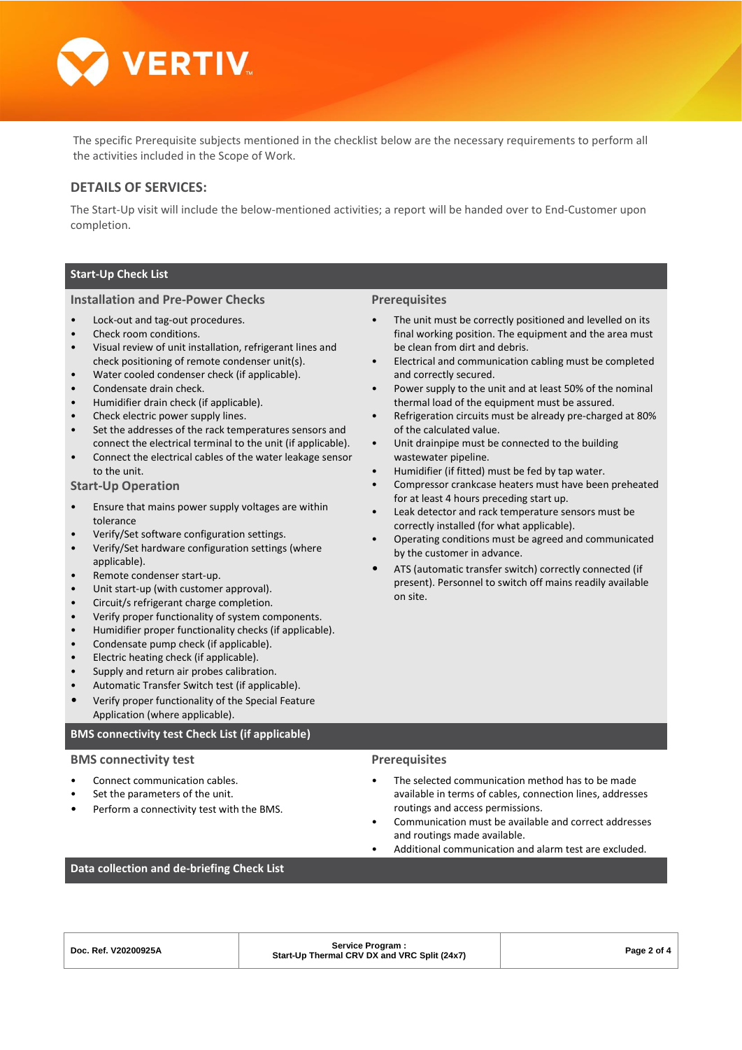The specific Prerequisite subjects mentioned in the checklist below are the necessary requirements to perform all the activities included in the Scope of Work.

## DETAILS OF SERVICES:

The Start-Up visit will include the below-mentioned activities; a report will be handed over to End-Customer upon completion.

### Start-Up Check List

#### Installation and Pre-Power Checks

- Lock-out and tag-out procedures.
- Check room conditions.
- Visual review of unit installation, refrigerant lines and check positioning of remote condenser unit(s).
- Water cooled condenser check (if applicable).
- Condensate drain check.
- Humidifier drain check (if applicable).
- Check electric power supply lines.
- Set the addresses of the rack temperatures sensors and connect the electrical terminal to the unit (if applicable).
- Connect the electrical cables of the water leakage sensor to the unit.

#### Start-Up Operation

- Ensure that mains power supply voltages are within tolerance
- Verify/Set software configuration settings.
- Verify/Set hardware configuration settings (where applicable).
- Remote condenser start-up.
- Unit start-up (with customer approval).
- Circuit/s refrigerant charge completion.
- Verify proper functionality of system components.
- Humidifier proper functionality checks (if applicable).
- Condensate pump check (if applicable).
- Electric heating check (if applicable).
- Supply and return air probes calibration.
- Automatic Transfer Switch test (if applicable).
- Verify proper functionality of the Special Feature Application (where applicable).

#### Prerequisites

- The unit must be correctly positioned and levelled on its final working position. The equipment and the area must be clean from dirt and debris.
- Electrical and communication cabling must be completed and correctly secured.
- Power supply to the unit and at least 50% of the nominal thermal load of the equipment must be assured.
- Refrigeration circuits must be already pre-charged at 80% of the calculated value.
- Unit drainpipe must be connected to the building wastewater pipeline.
- Humidifier (if fitted) must be fed by tap water.
- Compressor crankcase heaters must have been preheated for at least 4 hours preceding start up.
- Leak detector and rack temperature sensors must be correctly installed (for what applicable).
- Operating conditions must be agreed and communicated by the customer in advance.
- ATS (automatic transfer switch) correctly connected (if present). Personnel to switch off mains readily available on site.

### BMS connectivity test Check List (if applicable)

#### BMS connectivity test

- Connect communication cables.
- Set the parameters of the unit.
- Perform a connectivity test with the BMS.

#### Prerequisites

- The selected communication method has to be made available in terms of cables, connection lines, addresses routings and access permissions.
- Communication must be available and correct addresses and routings made available.
- Additional communication and alarm test are excluded.

### Data collection and de-briefing Check List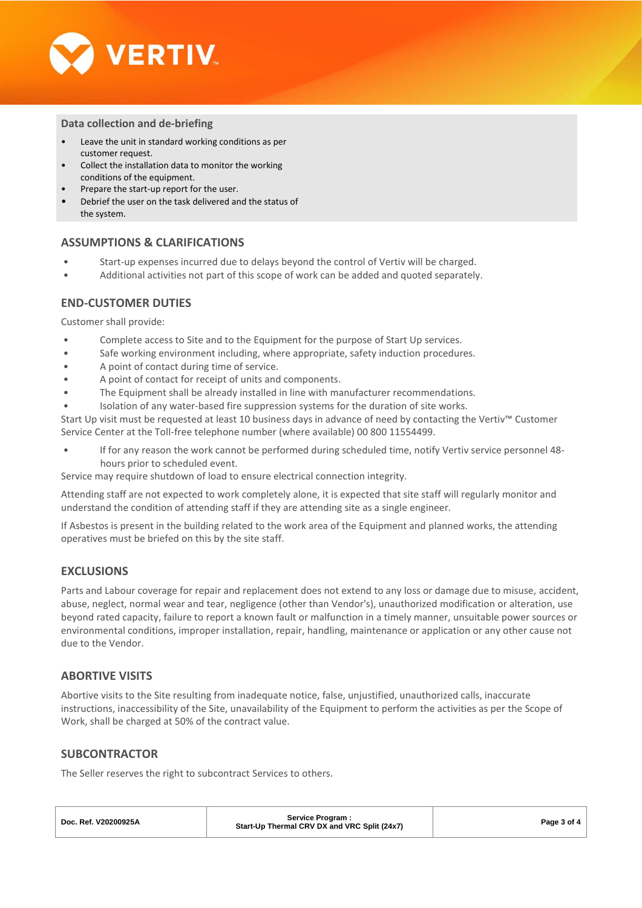### Data collection and de-briefing

- Leave the unit in standard working conditions as per customer request.
- Collect the installation data to monitor the working conditions of the equipment.
- Prepare the start-up report for the user.
- Debrief the user on the task delivered and the status of the system.

## ASSUMPTIONS & CLARIFICATIONS

- Start-up expenses incurred due to delays beyond the control of Vertiv will be charged.
- Additional activities not part of this scope of work can be added and quoted separately.

## END-CUSTOMER DUTIES

Customer shall provide:

- Complete access to Site and to the Equipment for the purpose of Start Up services.
- Safe working environment including, where appropriate, safety induction procedures.
- A point of contact during time of service.
- A point of contact for receipt of units and components.
- The Equipment shall be already installed in line with manufacturer recommendations.
- Isolation of any water-based fire suppression systems for the duration of site works.

Start Up visit must be requested at least 10 business days in advance of need by contacting the Vertiv™ Customer Service Center at the Toll-free telephone number (where available) 00 800 11554499.

- If for any reason the work cannot be performed during scheduled time, notify Vertiv service personnel 48-hours prior to scheduled event.

Service may require shutdown of load to ensure electrical connection integrity.

Attending staff are not expected to work completely alone, it is expected that site staff will regularly monitor and understand the condition of attending staff if they are attending site as a single engineer.

If Asbestos is present in the building related to the work area of the Equipment and planned works, the attending operatives must be briefed on this by the site staff.

## EXCLUSIONS

Parts and Labour coverage for repair and replacement does not extend to any loss or damage due to misuse, accident, abuse, neglect, normal wear and tear, negligence (other than Vendor's), unauthorized modification or alteration, use beyond rated capacity, failure to report a known fault or malfunction in a timely manner, unsuitable power sources or environmental conditions, improper installation, repair, handling, maintenance or application or any other cause not due to the Vendor.

## ABORTIVE VISITS

Abortive visits to the Site resulting from inadequate notice, false, unjustified, unauthorized calls, inaccurate instructions, inaccessibility of the Site, unavailability of the Equipment to perform the activities as per the Scope of Work, shall be charged at 50% of the contract value.

## SUBCONTRACTOR

The Seller reserves the right to subcontract Services to others.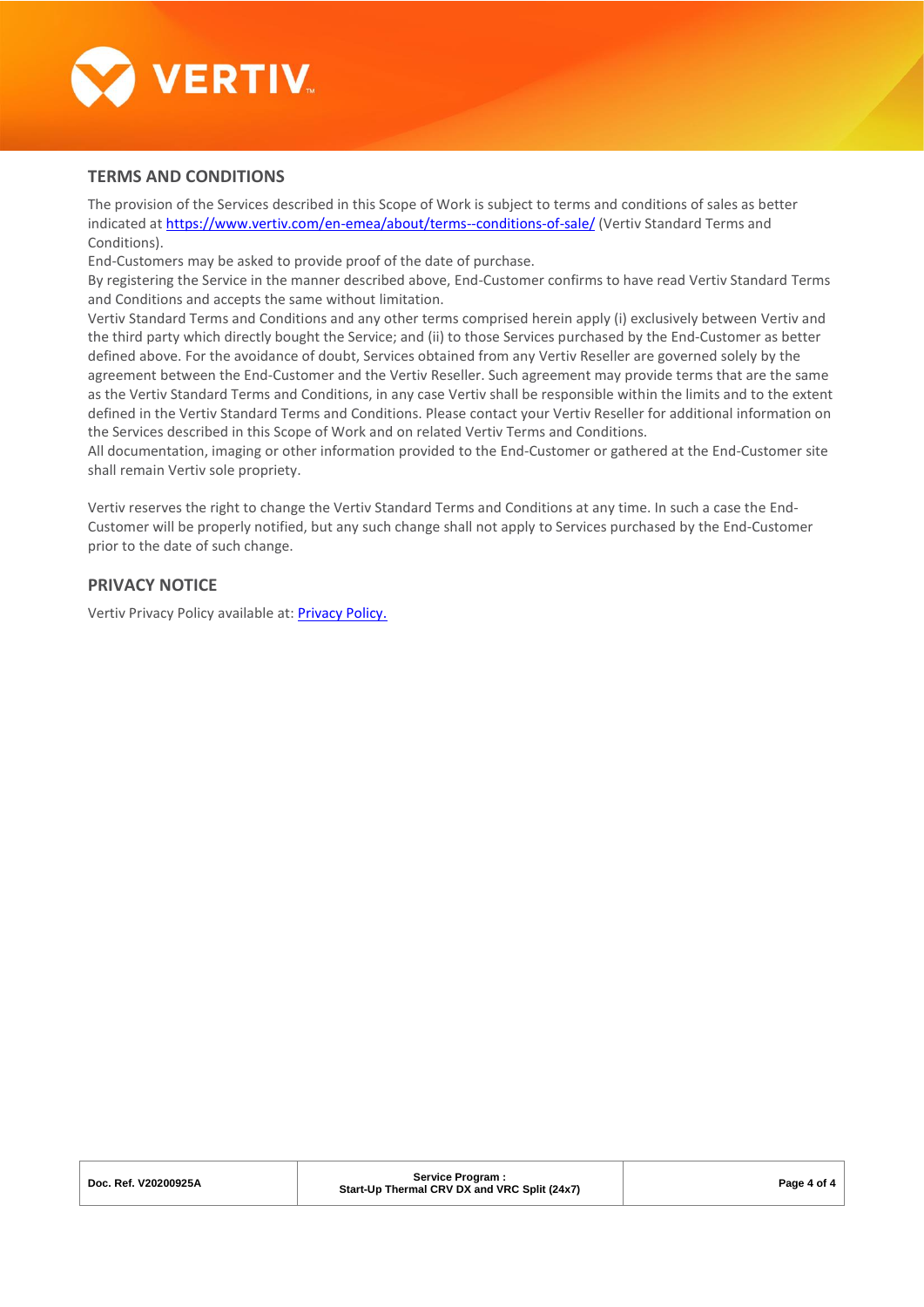## TERMS AND CONDITIONS

The provision of the Services described in this Scope of Work is subject to terms and conditions of sales as better indicated at [https://www.vertiv.com/en-emea/about/terms--conditions-of-sale/](https://www.vertiv.com/en-emea/about/terms--conditions-of-sale/) (Vertiv Standard Terms and Conditions).

End-Customers may be asked to provide proof of the date of purchase.

By registering the Service in the manner described above, End-Customer confirms to have read Vertiv Standard Terms and Conditions and accepts the same without limitation.

Vertiv Standard Terms and Conditions and any other terms comprised herein apply (i) exclusively between Vertiv and the third party which directly bought the Service; and (ii) to those Services purchased by the End-Customer as better defined above. For the avoidance of doubt, Services obtained from any Vertiv Reseller are governed solely by the agreement between the End-Customer and the Vertiv Reseller. Such agreement may provide terms that are the same as the Vertiv Standard Terms and Conditions, in any case Vertiv shall be responsible within the limits and to the extent defined in the Vertiv Standard Terms and Conditions. Please contact your Vertiv Reseller for additional information on the Services described in this Scope of Work and on related Vertiv Terms and Conditions.

All documentation, imaging or other information provided to the End-Customer or gathered at the End-Customer site shall remain Vertiv sole propriety.

Vertiv reserves the right to change the Vertiv Standard Terms and Conditions at any time. In such a case the End-Customer will be properly notified, but any such change shall not apply to Services purchased by the End-Customer prior to the date of such change.

## PRIVACY NOTICE

Vertiv Privacy Policy available at: Privacy Policy.